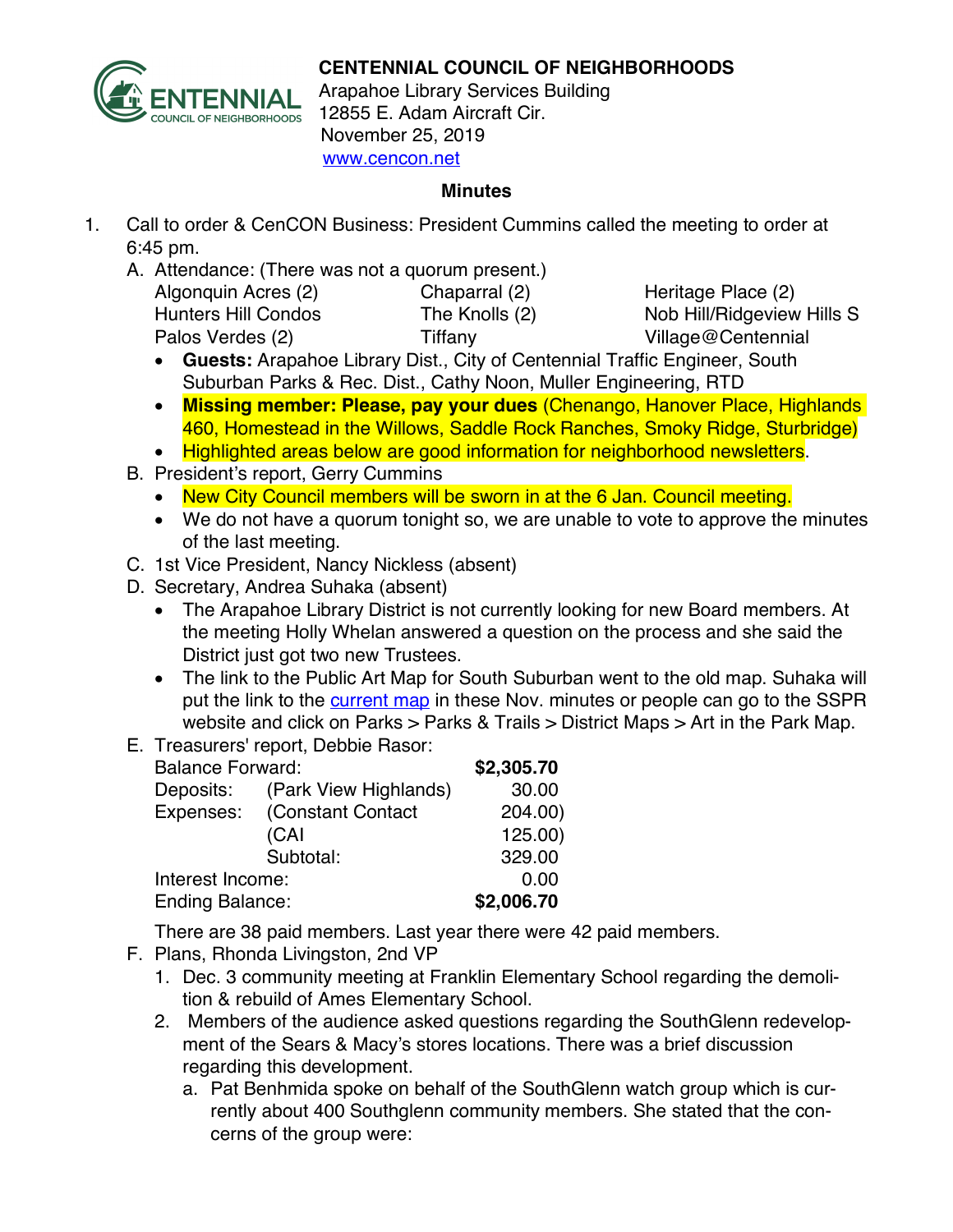**CENTENNIAL COUNCIL OF NEIGHBORHOODS**
Arapahoe Library Services Building
12855 E. Adam Aircraft Cir.
November 25, 2019
www.cencon.net

## Minutes

1. Call to order & CenCON Business: President Cummins called the meeting to order at 6:45 pm.
   A. Attendance: (There was not a quorum present.)

| | | |
|---|---|---|
| Algonquin Acres (2) | Chaparral (2) | Heritage Place (2) |
| Hunters Hill Condos | The Knolls (2) | Nob Hill/Ridgeview Hills S |
| Palos Verdes (2) | Tiffany | Village@Centennial |

   - **Guests:** Arapahoe Library Dist., City of Centennial Traffic Engineer, South Suburban Parks & Rec. Dist., Cathy Noon, Muller Engineering, RTD
   - **Missing member: Please, pay your dues** (Chenango, Hanover Place, Highlands 460, Homestead in the Willows, Saddle Rock Ranches, Smoky Ridge, Sturbridge)
   - Highlighted areas below are good information for neighborhood newsletters.

   B. President's report, Gerry Cummins
   - New City Council members will be sworn in at the 6 Jan. Council meeting.
   - We do not have a quorum tonight so, we are unable to vote to approve the minutes of the last meeting.

   C. 1st Vice President, Nancy Nickless (absent)

   D. Secretary, Andrea Suhaka (absent)
   - The Arapahoe Library District is not currently looking for new Board members. At the meeting Holly Whelan answered a question on the process and she said the District just got two new Trustees.
   - The link to the Public Art Map for South Suburban went to the old map. Suhaka will put the link to the current map in these Nov. minutes or people can go to the SSPR website and click on Parks > Parks & Trails > District Maps > Art in the Park Map.

   E. Treasurers' report, Debbie Rasor:

| | | |
|---|---|---|
| Balance Forward: | | **$2,305.70** |
| Deposits: | (Park View Highlands) | 30.00 |
| Expenses: | (Constant Contact | 204.00) |
| | (CAI | 125.00) |
| | Subtotal: | 329.00 |
| Interest Income: | | 0.00 |
| Ending Balance: | | **$2,006.70** |

   There are 38 paid members. Last year there were 42 paid members.

   F. Plans, Rhonda Livingston, 2nd VP
   1. Dec. 3 community meeting at Franklin Elementary School regarding the demolition & rebuild of Ames Elementary School.
   2. Members of the audience asked questions regarding the SouthGlenn redevelopment of the Sears & Macy's stores locations. There was a brief discussion regarding this development.
      a. Pat Benhmida spoke on behalf of the SouthGlenn watch group which is currently about 400 Southglenn community members. She stated that the concerns of the group were: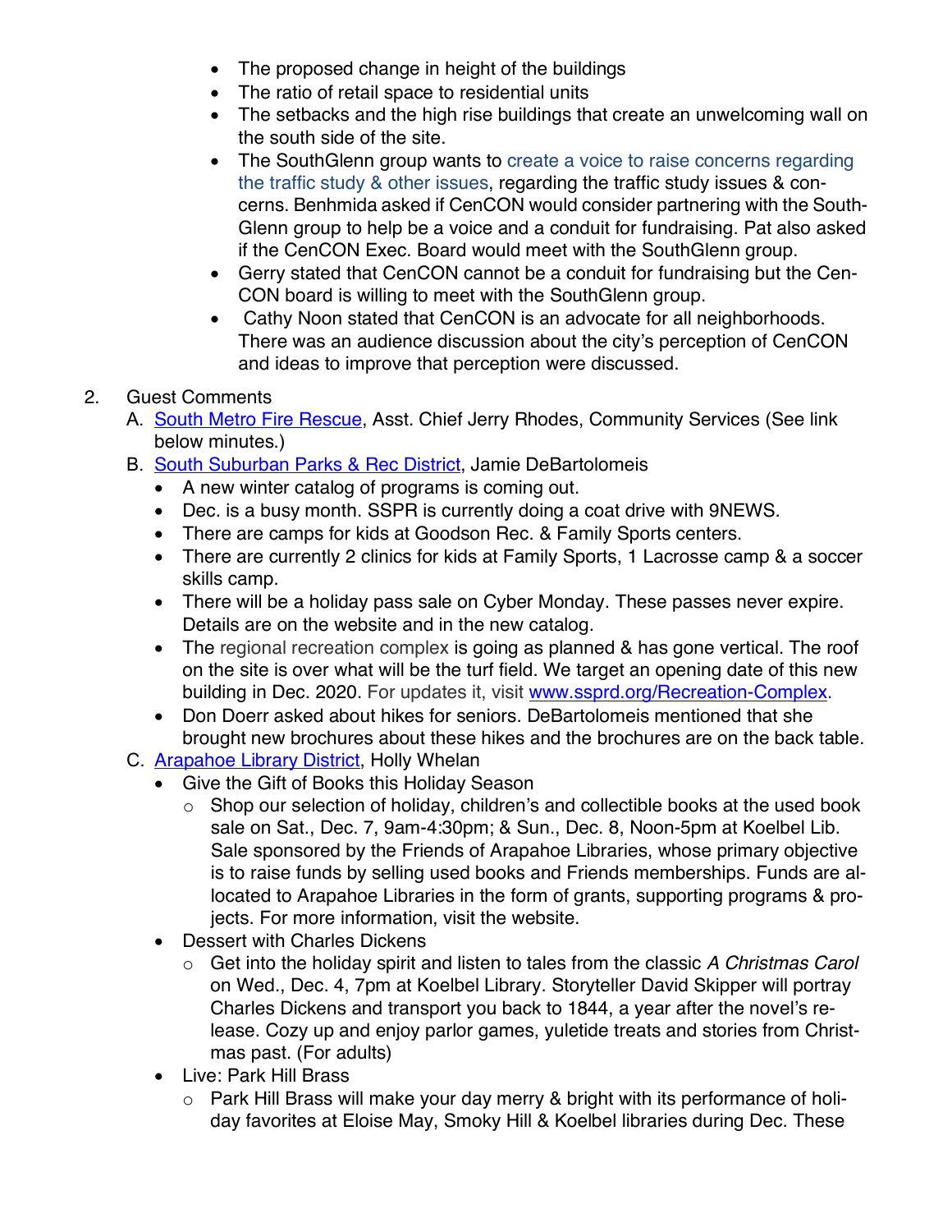- The proposed change in height of the buildings
- The ratio of retail space to residential units
- The setbacks and the high rise buildings that create an unwelcoming wall on the south side of the site.
- The SouthGlenn group wants to create a voice to raise concerns regarding the traffic study & other issues, regarding the traffic study issues & concerns. Benhmida asked if CenCON would consider partnering with the SouthGlenn group to help be a voice and a conduit for fundraising. Pat also asked if the CenCON Exec. Board would meet with the SouthGlenn group.
- Gerry stated that CenCON cannot be a conduit for fundraising but the CenCON board is willing to meet with the SouthGlenn group.
- Cathy Noon stated that CenCON is an advocate for all neighborhoods. There was an audience discussion about the city's perception of CenCON and ideas to improve that perception were discussed.

2. Guest Comments
   A. South Metro Fire Rescue, Asst. Chief Jerry Rhodes, Community Services (See link below minutes.)
   B. South Suburban Parks & Rec District, Jamie DeBartolomeis
      - A new winter catalog of programs is coming out.
      - Dec. is a busy month. SSPR is currently doing a coat drive with 9NEWS.
      - There are camps for kids at Goodson Rec. & Family Sports centers.
      - There are currently 2 clinics for kids at Family Sports, 1 Lacrosse camp & a soccer skills camp.
      - There will be a holiday pass sale on Cyber Monday. These passes never expire. Details are on the website and in the new catalog.
      - The regional recreation complex is going as planned & has gone vertical. The roof on the site is over what will be the turf field. We target an opening date of this new building in Dec. 2020. For updates it, visit www.ssprd.org/Recreation-Complex.
      - Don Doerr asked about hikes for seniors. DeBartolomeis mentioned that she brought new brochures about these hikes and the brochures are on the back table.
   C. Arapahoe Library District, Holly Whelan
      - Give the Gift of Books this Holiday Season
        - Shop our selection of holiday, children's and collectible books at the used book sale on Sat., Dec. 7, 9am-4:30pm; & Sun., Dec. 8, Noon-5pm at Koelbel Lib. Sale sponsored by the Friends of Arapahoe Libraries, whose primary objective is to raise funds by selling used books and Friends memberships. Funds are allocated to Arapahoe Libraries in the form of grants, supporting programs & projects. For more information, visit the website.
      - Dessert with Charles Dickens
        - Get into the holiday spirit and listen to tales from the classic *A Christmas Carol* on Wed., Dec. 4, 7pm at Koelbel Library. Storyteller David Skipper will portray Charles Dickens and transport you back to 1844, a year after the novel's release. Cozy up and enjoy parlor games, yuletide treats and stories from Christmas past. (For adults)
      - Live: Park Hill Brass
        - Park Hill Brass will make your day merry & bright with its performance of holiday favorites at Eloise May, Smoky Hill & Koelbel libraries during Dec. These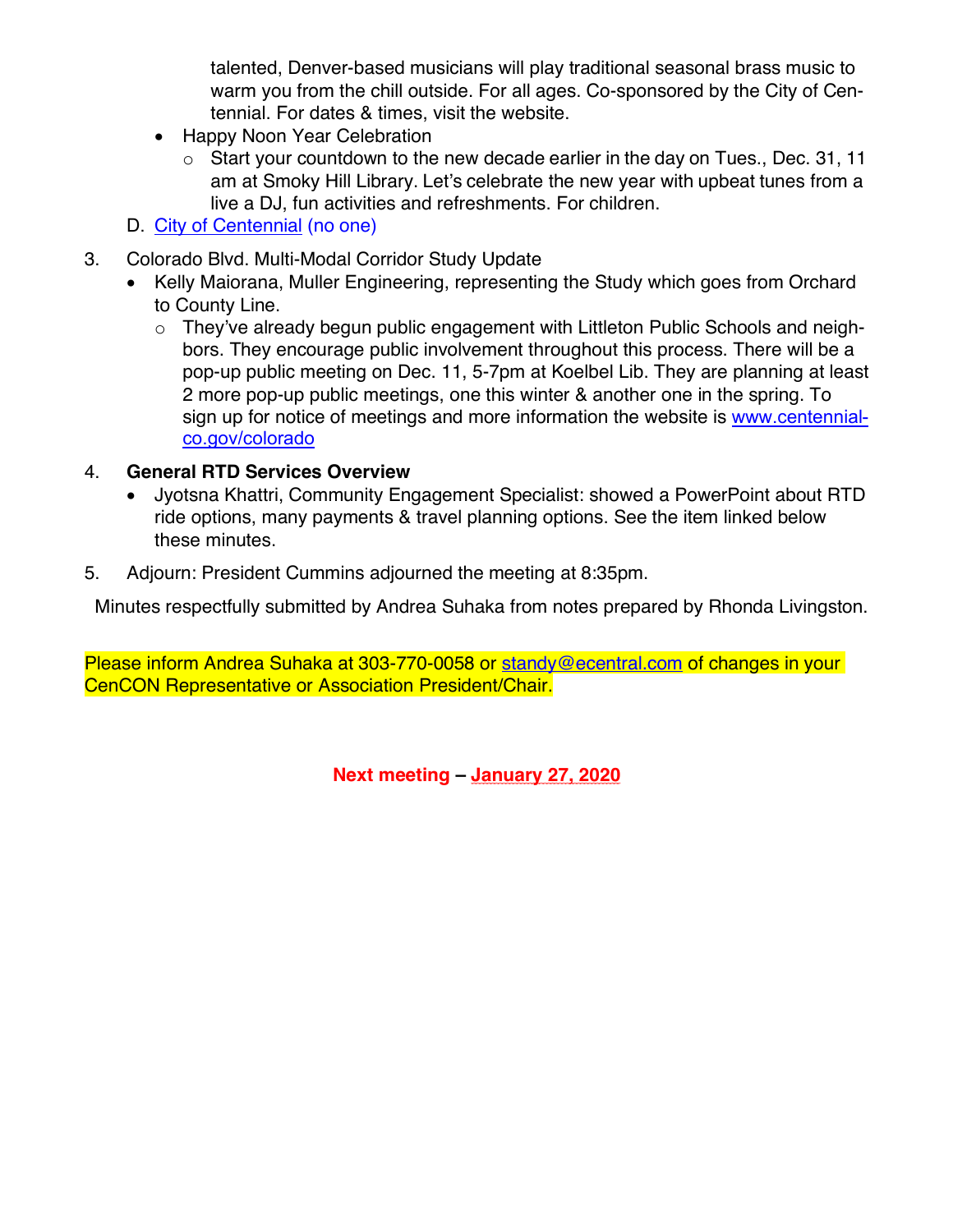talented, Denver-based musicians will play traditional seasonal brass music to warm you from the chill outside. For all ages. Co-sponsored by the City of Centennial. For dates & times, visit the website.

- Happy Noon Year Celebration
  - Start your countdown to the new decade earlier in the day on Tues., Dec. 31, 11 am at Smoky Hill Library. Let's celebrate the new year with upbeat tunes from a live a DJ, fun activities and refreshments. For children.

D. City of Centennial (no one)

3. Colorado Blvd. Multi-Modal Corridor Study Update
   - Kelly Maiorana, Muller Engineering, representing the Study which goes from Orchard to County Line.
     - They've already begun public engagement with Littleton Public Schools and neighbors. They encourage public involvement throughout this process. There will be a pop-up public meeting on Dec. 11, 5-7pm at Koelbel Lib. They are planning at least 2 more pop-up public meetings, one this winter & another one in the spring. To sign up for notice of meetings and more information the website is www.centennial-co.gov/colorado

4. **General RTD Services Overview**
   - Jyotsna Khattri, Community Engagement Specialist: showed a PowerPoint about RTD ride options, many payments & travel planning options. See the item linked below these minutes.

5. Adjourn: President Cummins adjourned the meeting at 8:35pm.

Minutes respectfully submitted by Andrea Suhaka from notes prepared by Rhonda Livingston.

Please inform Andrea Suhaka at 303-770-0058 or standy@ecentral.com of changes in your CenCON Representative or Association President/Chair.

**Next meeting – January 27, 2020**